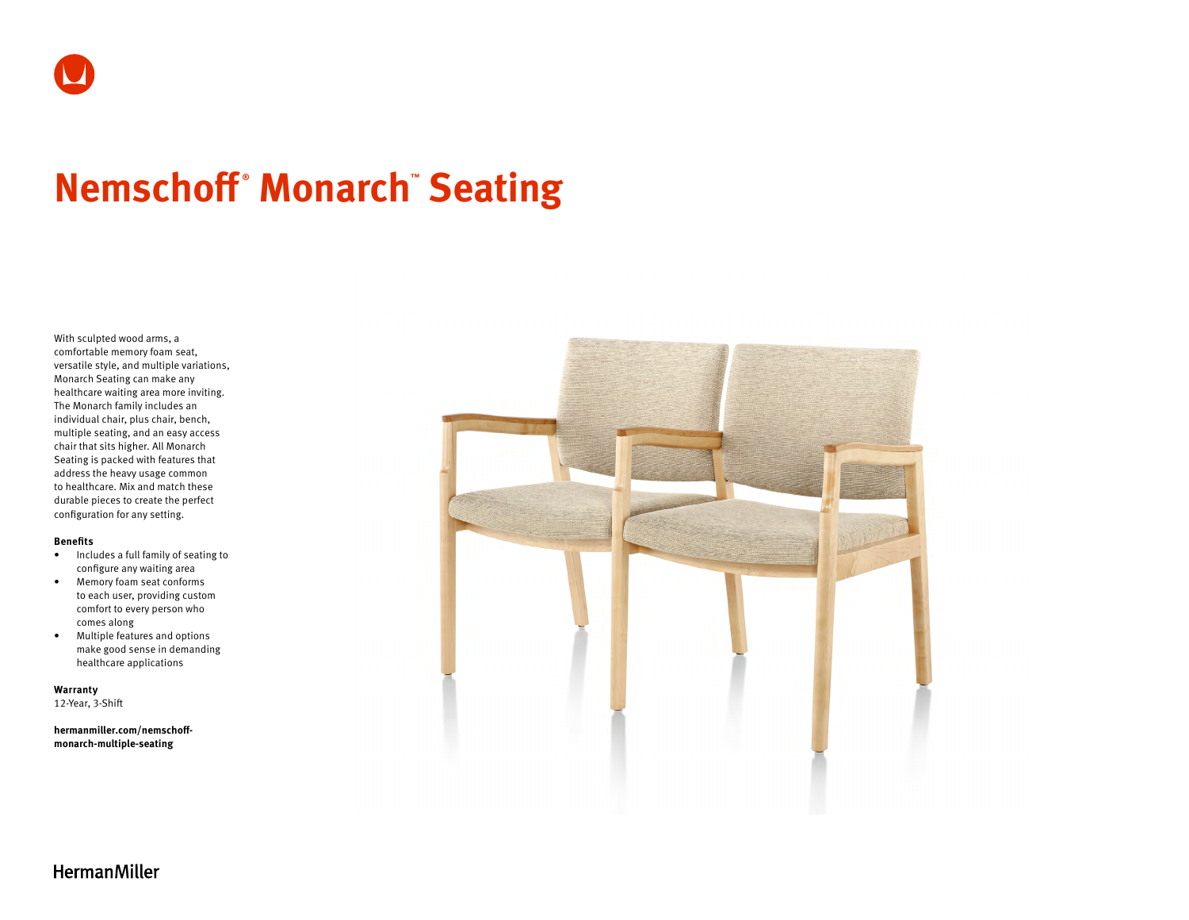# Nemschoff® Monarch™ Seating

With sculpted wood arms, a comfortable memory foam seat, versatile style, and multiple variations, Monarch Seating can make any healthcare waiting area more inviting. The Monarch family includes an individual chair, plus chair, bench, multiple seating, and an easy access chair that sits higher. All Monarch Seating is packed with features that address the heavy usage common to healthcare. Mix and match these durable pieces to create the perfect configuration for any setting.

**Benefits**

- Includes a full family of seating to configure any waiting area
- Memory foam seat conforms to each user, providing custom comfort to every person who comes along
- Multiple features and options make good sense in demanding healthcare applications

**Warranty**
12-Year, 3-Shift

**hermanmiller.com/nemschoff-monarch-multiple-seating**

HermanMiller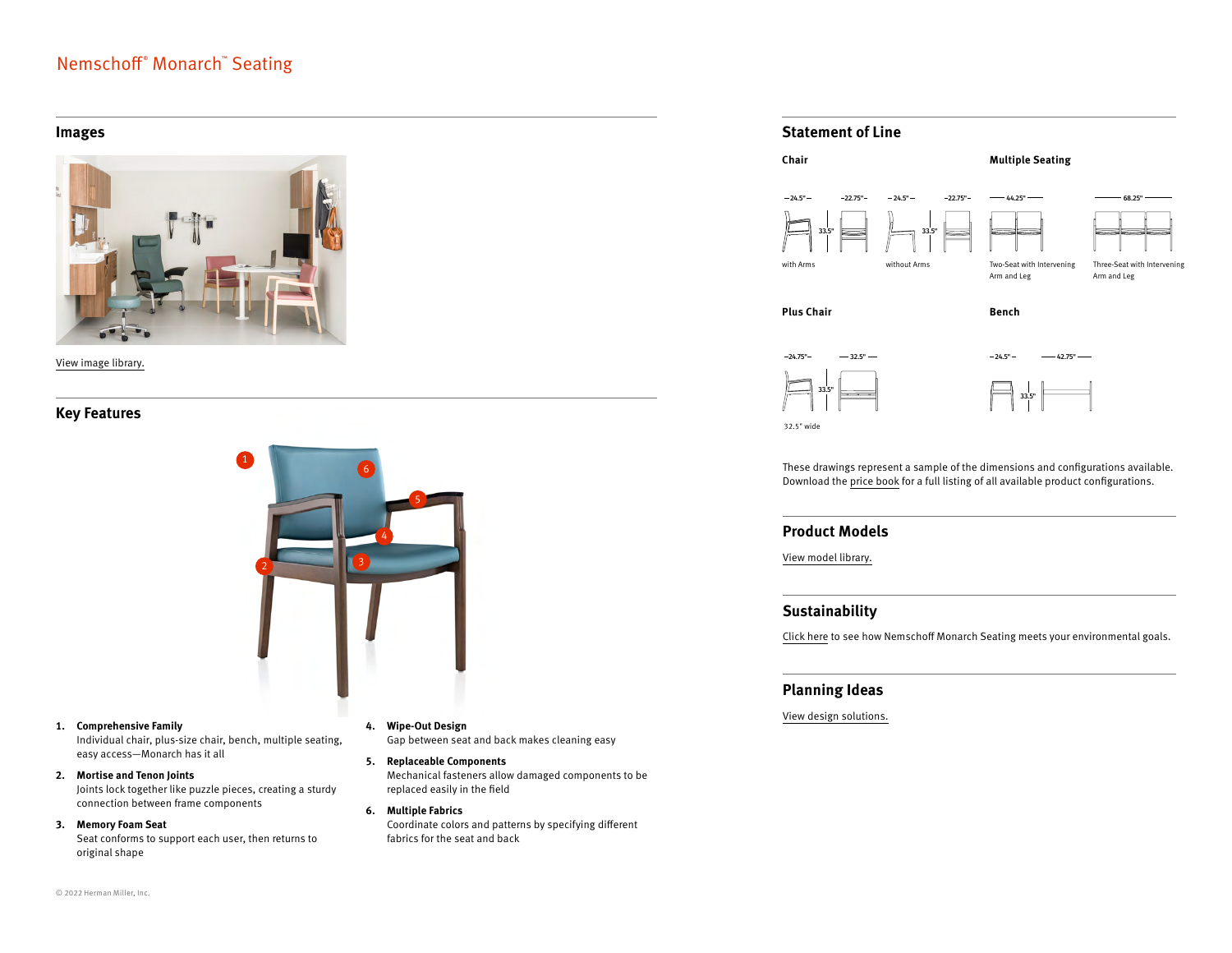# Nemschoff® Monarch™ Seating

## Images

View image library.

## Key Features

1
6
5
4
2
3

1. **Comprehensive Family**
   Individual chair, plus-size chair, bench, multiple seating, easy access—Monarch has it all
2. **Mortise and Tenon Joints**
   Joints lock together like puzzle pieces, creating a sturdy connection between frame components
3. **Memory Foam Seat**
   Seat conforms to support each user, then returns to original shape
4. **Wipe-Out Design**
   Gap between seat and back makes cleaning easy
5. **Replaceable Components**
   Mechanical fasteners allow damaged components to be replaced easily in the field
6. **Multiple Fabrics**
   Coordinate colors and patterns by specifying different fabrics for the seat and back

## Statement of Line

### Chair

24.5"
22.75"
33.5"
with Arms

24.5"
22.75"
33.5"
without Arms

### Multiple Seating

44.25"
Two-Seat with Intervening Arm and Leg

68.25"
Three-Seat with Intervening Arm and Leg

### Plus Chair

24.75"
32.5"
33.5"
32.5" wide

### Bench

24.5"
42.75"
33.5"

These drawings represent a sample of the dimensions and configurations available. Download the price book for a full listing of all available product configurations.

## Product Models

View model library.

## Sustainability

Click here to see how Nemschoff Monarch Seating meets your environmental goals.

## Planning Ideas

View design solutions.

© 2022 Herman Miller, Inc.